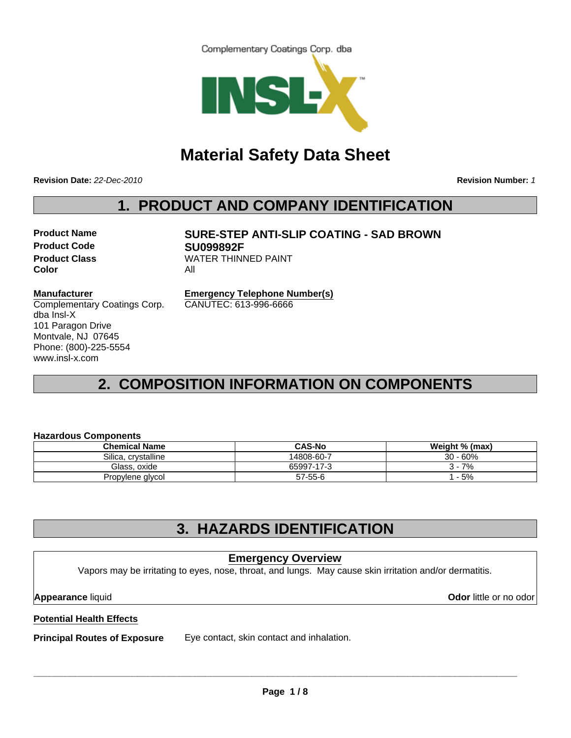Complementary Coatings Corp. dba

INSL-X™

# Material Safety Data Sheet

**Revision Date:** *22-Dec-2010*

**Revision Number:** *1*

## 1. PRODUCT AND COMPANY IDENTIFICATION

**Product Name** **SURE-STEP ANTI-SLIP COATING - SAD BROWN**
**Product Code** **SU099892F**
**Product Class** WATER THINNED PAINT
**Color** All

**Manufacturer**
Complementary Coatings Corp.
dba Insl-X
101 Paragon Drive
Montvale, NJ 07645
Phone: (800)-225-5554
www.insl-x.com

**Emergency Telephone Number(s)**
CANUTEC: 613-996-6666

## 2. COMPOSITION INFORMATION ON COMPONENTS

**Hazardous Components**

| Chemical Name | CAS-No | Weight % (max) |
| --- | --- | --- |
| Silica, crystalline | 14808-60-7 | 30 - 60% |
| Glass, oxide | 65997-17-3 | 3 - 7% |
| Propylene glycol | 57-55-6 | 1 - 5% |

## 3. HAZARDS IDENTIFICATION

**Emergency Overview**

Vapors may be irritating to eyes, nose, throat, and lungs. May cause skin irritation and/or dermatitis.

**Appearance** liquid

**Odor** little or no odor

**Potential Health Effects**

**Principal Routes of Exposure** Eye contact, skin contact and inhalation.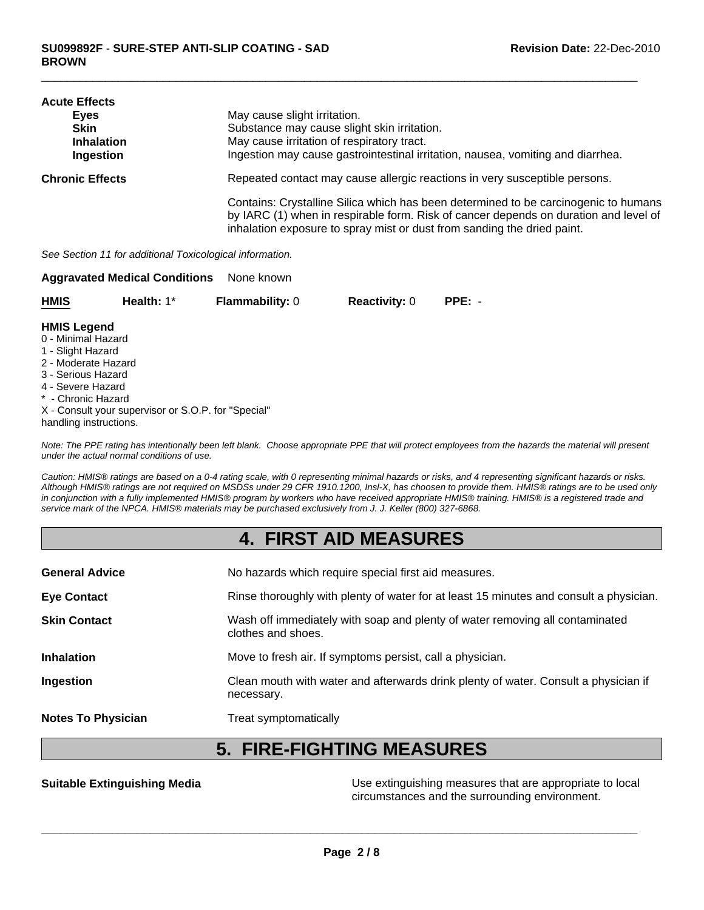**Acute Effects**

| | |
|---|---|
| **Eyes** | May cause slight irritation. |
| **Skin** | Substance may cause slight skin irritation. |
| **Inhalation** | May cause irritation of respiratory tract. |
| **Ingestion** | Ingestion may cause gastrointestinal irritation, nausea, vomiting and diarrhea. |

**Chronic Effects** Repeated contact may cause allergic reactions in very susceptible persons.

Contains: Crystalline Silica which has been determined to be carcinogenic to humans by IARC (1) when in respirable form. Risk of cancer depends on duration and level of inhalation exposure to spray mist or dust from sanding the dried paint.

*See Section 11 for additional Toxicological information.*

**Aggravated Medical Conditions** None known

| **HMIS** | **Health:** 1* | **Flammability:** 0 | **Reactivity:** 0 | **PPE:** - |
|---|---|---|---|---|

**HMIS Legend**

0 - Minimal Hazard
1 - Slight Hazard
2 - Moderate Hazard
3 - Serious Hazard
4 - Severe Hazard
* - Chronic Hazard
X - Consult your supervisor or S.O.P. for "Special" handling instructions.

*Note: The PPE rating has intentionally been left blank. Choose appropriate PPE that will protect employees from the hazards the material will present under the actual normal conditions of use.*

*Caution: HMIS® ratings are based on a 0-4 rating scale, with 0 representing minimal hazards or risks, and 4 representing significant hazards or risks. Although HMIS® ratings are not required on MSDSs under 29 CFR 1910.1200, Insl-X, has choosen to provide them. HMIS® ratings are to be used only in conjunction with a fully implemented HMIS® program by workers who have received appropriate HMIS® training. HMIS® is a registered trade and service mark of the NPCA. HMIS® materials may be purchased exclusively from J. J. Keller (800) 327-6868.*

## 4. FIRST AID MEASURES

| | |
|---|---|
| **General Advice** | No hazards which require special first aid measures. |
| **Eye Contact** | Rinse thoroughly with plenty of water for at least 15 minutes and consult a physician. |
| **Skin Contact** | Wash off immediately with soap and plenty of water removing all contaminated clothes and shoes. |
| **Inhalation** | Move to fresh air. If symptoms persist, call a physician. |
| **Ingestion** | Clean mouth with water and afterwards drink plenty of water. Consult a physician if necessary. |
| **Notes To Physician** | Treat symptomatically |

## 5. FIRE-FIGHTING MEASURES

**Suitable Extinguishing Media** Use extinguishing measures that are appropriate to local circumstances and the surrounding environment.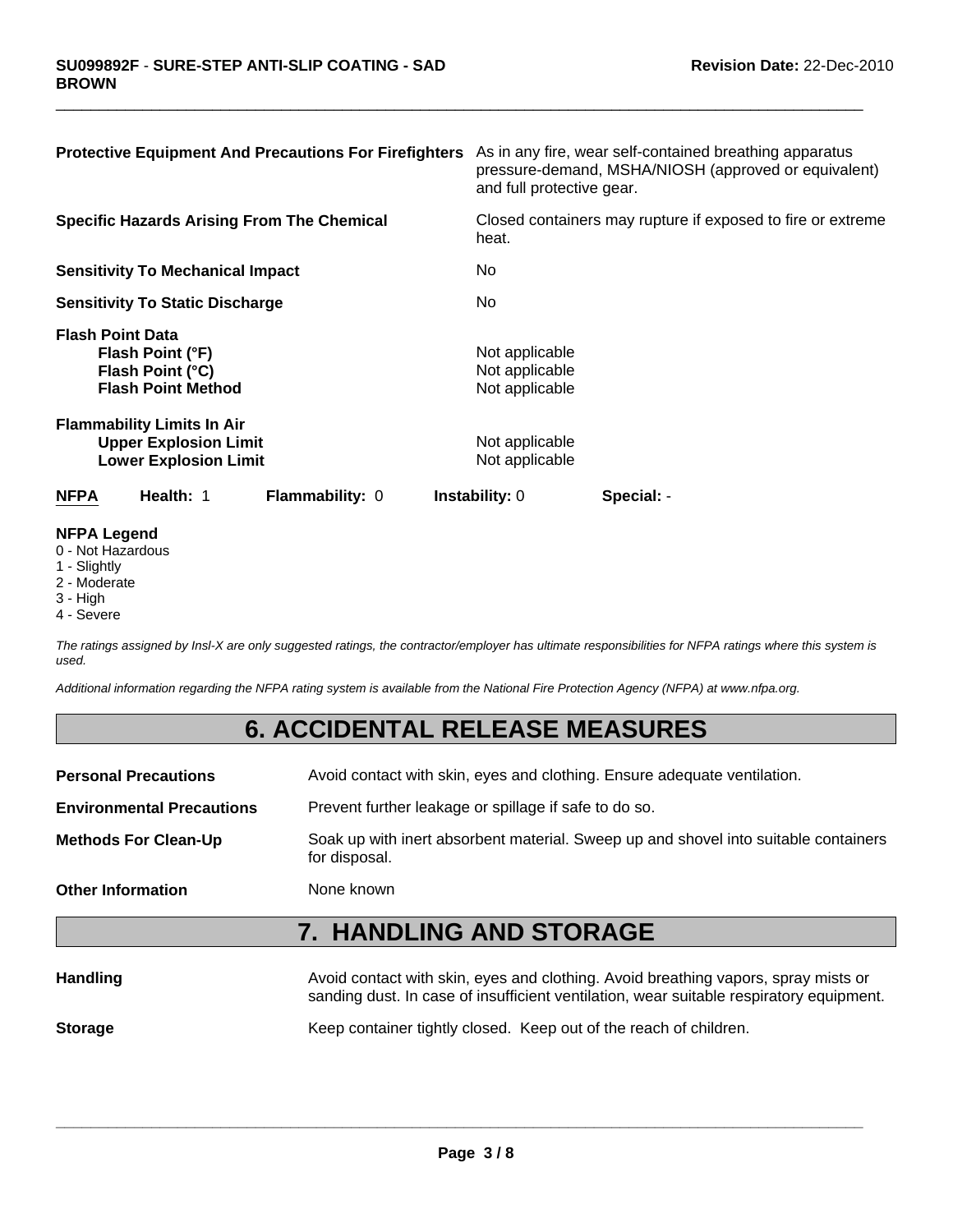| | |
|---|---|
| **Protective Equipment And Precautions For Firefighters** | As in any fire, wear self-contained breathing apparatus pressure-demand, MSHA/NIOSH (approved or equivalent) and full protective gear. |
| **Specific Hazards Arising From The Chemical** | Closed containers may rupture if exposed to fire or extreme heat. |
| **Sensitivity To Mechanical Impact** | No |
| **Sensitivity To Static Discharge** | No |

**Flash Point Data**

| | |
|---|---|
| **Flash Point (°F)** | Not applicable |
| **Flash Point (°C)** | Not applicable |
| **Flash Point Method** | Not applicable |

**Flammability Limits In Air**

| | |
|---|---|
| **Upper Explosion Limit** | Not applicable |
| **Lower Explosion Limit** | Not applicable |

| **NFPA** | **Health:** 1 | **Flammability:** 0 | **Instability:** 0 | **Special:** - |
|---|---|---|---|---|

**NFPA Legend**
0 - Not Hazardous
1 - Slightly
2 - Moderate
3 - High
4 - Severe

*The ratings assigned by Insl-X are only suggested ratings, the contractor/employer has ultimate responsibilities for NFPA ratings where this system is used.*

*Additional information regarding the NFPA rating system is available from the National Fire Protection Agency (NFPA) at www.nfpa.org.*

# 6. ACCIDENTAL RELEASE MEASURES

| | |
|---|---|
| **Personal Precautions** | Avoid contact with skin, eyes and clothing. Ensure adequate ventilation. |
| **Environmental Precautions** | Prevent further leakage or spillage if safe to do so. |
| **Methods For Clean-Up** | Soak up with inert absorbent material. Sweep up and shovel into suitable containers for disposal. |
| **Other Information** | None known |

# 7. HANDLING AND STORAGE

| | |
|---|---|
| **Handling** | Avoid contact with skin, eyes and clothing. Avoid breathing vapors, spray mists or sanding dust. In case of insufficient ventilation, wear suitable respiratory equipment. |
| **Storage** | Keep container tightly closed. Keep out of the reach of children. |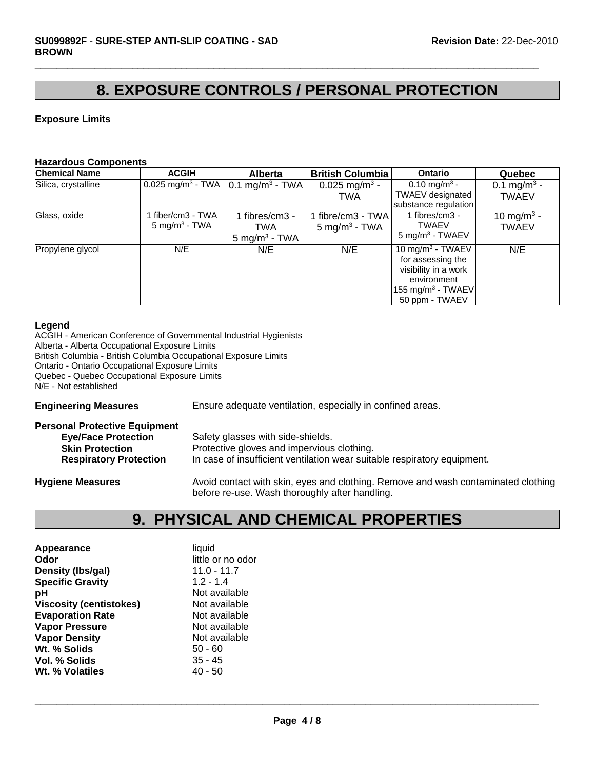## 8. EXPOSURE CONTROLS / PERSONAL PROTECTION

**Exposure Limits**

**Hazardous Components**

| Chemical Name | ACGIH | Alberta | British Columbia | Ontario | Quebec |
|---|---|---|---|---|---|
| Silica, crystalline | 0.025 mg/m$^3$ - TWA | 0.1 mg/m$^3$ - TWA | 0.025 mg/m$^3$ - TWA | 0.10 mg/m$^3$ - TWAEV designated substance regulation | 0.1 mg/m$^3$ - TWAEV |
| Glass, oxide | 1 fiber/cm3 - TWA<br>5 mg/m$^3$ - TWA | 1 fibres/cm3 - TWA<br>5 mg/m$^3$ - TWA | 1 fibre/cm3 - TWA<br>5 mg/m$^3$ - TWA | 1 fibres/cm3 - TWAEV<br>5 mg/m$^3$ - TWAEV | 10 mg/m$^3$ - TWAEV |
| Propylene glycol | N/E | N/E | N/E | 10 mg/m$^3$ - TWAEV for assessing the visibility in a work environment<br>155 mg/m$^3$ - TWAEV<br>50 ppm - TWAEV | N/E |

**Legend**

ACGIH - American Conference of Governmental Industrial Hygienists
Alberta - Alberta Occupational Exposure Limits
British Columbia - British Columbia Occupational Exposure Limits
Ontario - Ontario Occupational Exposure Limits
Quebec - Quebec Occupational Exposure Limits
N/E - Not established

**Engineering Measures** Ensure adequate ventilation, especially in confined areas.

**Personal Protective Equipment**

- **Eye/Face Protection** Safety glasses with side-shields.
- **Skin Protection** Protective gloves and impervious clothing.
- **Respiratory Protection** In case of insufficient ventilation wear suitable respiratory equipment.

**Hygiene Measures** Avoid contact with skin, eyes and clothing. Remove and wash contaminated clothing before re-use. Wash thoroughly after handling.

## 9. PHYSICAL AND CHEMICAL PROPERTIES

| | |
|---|---|
| **Appearance** | liquid |
| **Odor** | little or no odor |
| **Density (lbs/gal)** | 11.0 - 11.7 |
| **Specific Gravity** | 1.2 - 1.4 |
| **pH** | Not available |
| **Viscosity (centistokes)** | Not available |
| **Evaporation Rate** | Not available |
| **Vapor Pressure** | Not available |
| **Vapor Density** | Not available |
| **Wt. % Solids** | 50 - 60 |
| **Vol. % Solids** | 35 - 45 |
| **Wt. % Volatiles** | 40 - 50 |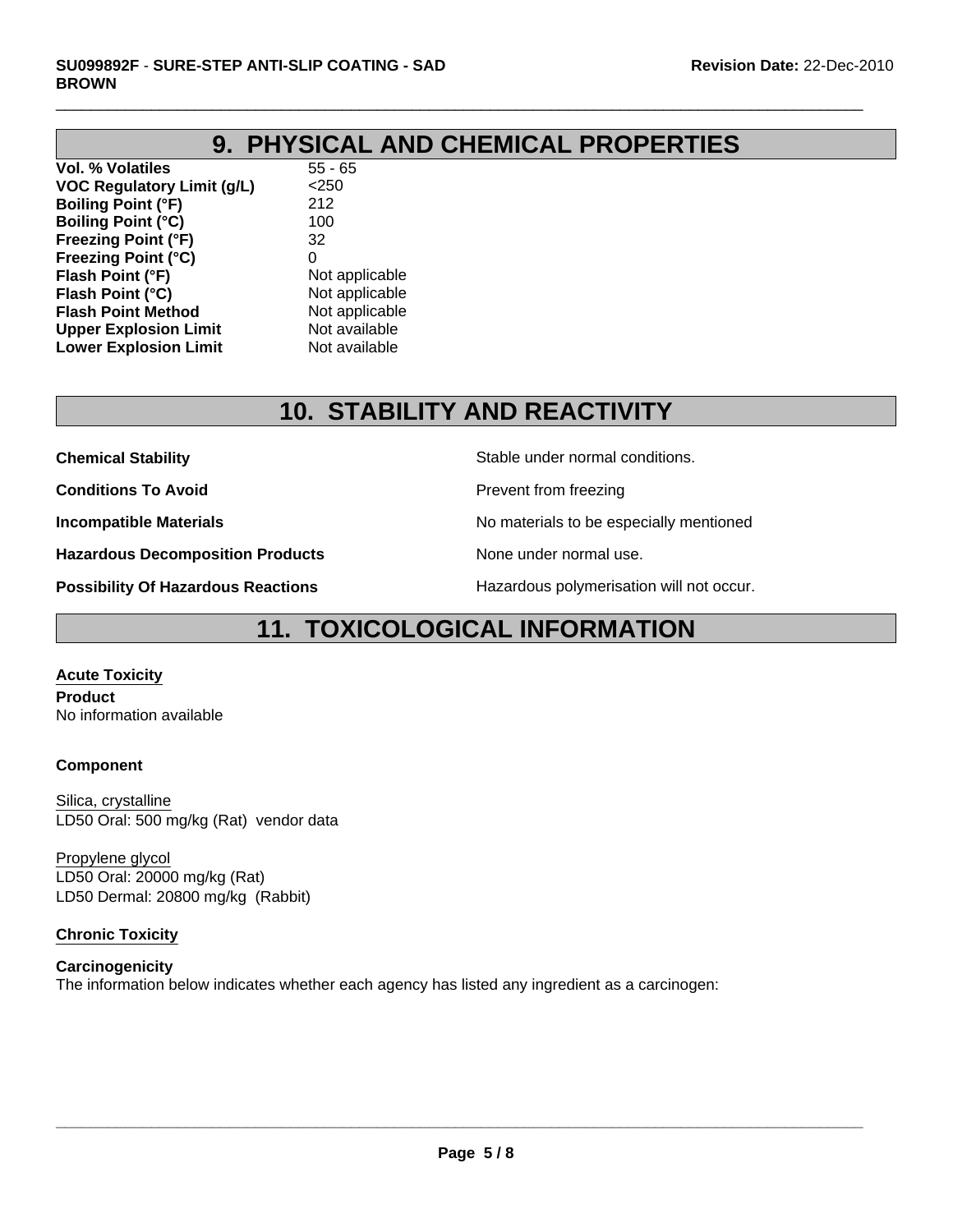## 9. PHYSICAL AND CHEMICAL PROPERTIES

| | |
|---|---|
| **Vol. % Volatiles** | 55 - 65 |
| **VOC Regulatory Limit (g/L)** | <250 |
| **Boiling Point (°F)** | 212 |
| **Boiling Point (°C)** | 100 |
| **Freezing Point (°F)** | 32 |
| **Freezing Point (°C)** | 0 |
| **Flash Point (°F)** | Not applicable |
| **Flash Point (°C)** | Not applicable |
| **Flash Point Method** | Not applicable |
| **Upper Explosion Limit** | Not available |
| **Lower Explosion Limit** | Not available |

## 10. STABILITY AND REACTIVITY

| | |
|---|---|
| **Chemical Stability** | Stable under normal conditions. |
| **Conditions To Avoid** | Prevent from freezing |
| **Incompatible Materials** | No materials to be especially mentioned |
| **Hazardous Decomposition Products** | None under normal use. |
| **Possibility Of Hazardous Reactions** | Hazardous polymerisation will not occur. |

## 11. TOXICOLOGICAL INFORMATION

### Acute Toxicity

**Product**
No information available

**Component**

Silica, crystalline
LD50 Oral: 500 mg/kg (Rat) vendor data

Propylene glycol
LD50 Oral: 20000 mg/kg (Rat)
LD50 Dermal: 20800 mg/kg (Rabbit)

### Chronic Toxicity

**Carcinogenicity**
The information below indicates whether each agency has listed any ingredient as a carcinogen: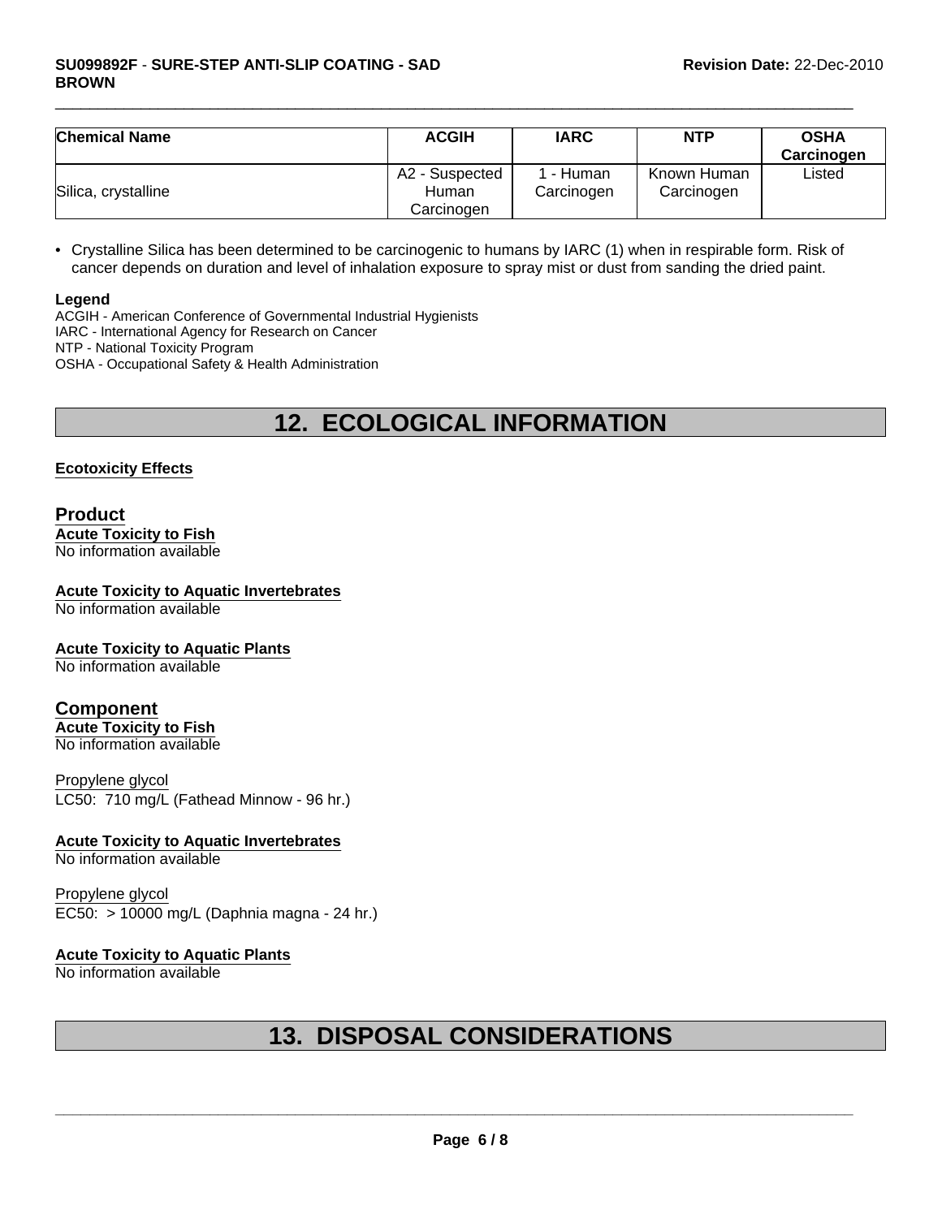| Chemical Name | ACGIH | IARC | NTP | OSHA Carcinogen |
|---|---|---|---|---|
| Silica, crystalline | A2 - Suspected Human Carcinogen | 1 - Human Carcinogen | Known Human Carcinogen | Listed |

- Crystalline Silica has been determined to be carcinogenic to humans by IARC (1) when in respirable form. Risk of cancer depends on duration and level of inhalation exposure to spray mist or dust from sanding the dried paint.

**Legend**
ACGIH - American Conference of Governmental Industrial Hygienists
IARC - International Agency for Research on Cancer
NTP - National Toxicity Program
OSHA - Occupational Safety & Health Administration

# 12. ECOLOGICAL INFORMATION

**Ecotoxicity Effects**

## Product

**Acute Toxicity to Fish**
No information available

**Acute Toxicity to Aquatic Invertebrates**
No information available

**Acute Toxicity to Aquatic Plants**
No information available

## Component

**Acute Toxicity to Fish**
No information available

Propylene glycol
LC50: 710 mg/L (Fathead Minnow - 96 hr.)

**Acute Toxicity to Aquatic Invertebrates**
No information available

Propylene glycol
EC50: > 10000 mg/L (Daphnia magna - 24 hr.)

**Acute Toxicity to Aquatic Plants**
No information available

# 13. DISPOSAL CONSIDERATIONS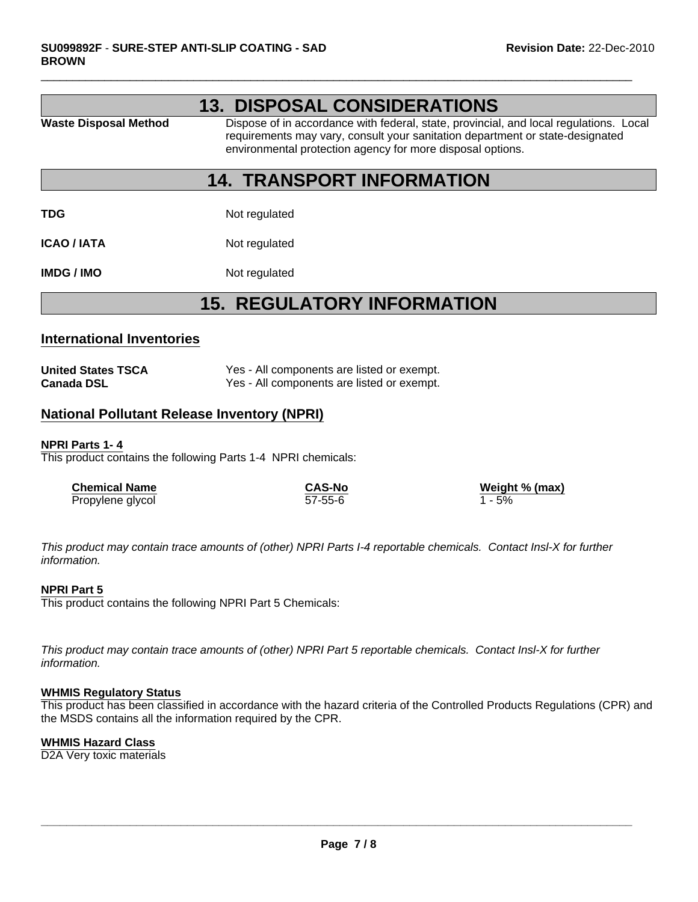## 13. DISPOSAL CONSIDERATIONS

**Waste Disposal Method** Dispose of in accordance with federal, state, provincial, and local regulations. Local requirements may vary, consult your sanitation department or state-designated environmental protection agency for more disposal options.

## 14. TRANSPORT INFORMATION

**TDG** Not regulated

**ICAO / IATA** Not regulated

**IMDG / IMO** Not regulated

## 15. REGULATORY INFORMATION

### International Inventories

**United States TSCA** Yes - All components are listed or exempt.
**Canada DSL** Yes - All components are listed or exempt.

### National Pollutant Release Inventory (NPRI)

**NPRI Parts 1- 4**
This product contains the following Parts 1-4 NPRI chemicals:

| Chemical Name | CAS-No | Weight % (max) |
|---|---|---|
| Propylene glycol | 57-55-6 | 1 - 5% |

*This product may contain trace amounts of (other) NPRI Parts I-4 reportable chemicals. Contact Insl-X for further information.*

**NPRI Part 5**
This product contains the following NPRI Part 5 Chemicals:

*This product may contain trace amounts of (other) NPRI Part 5 reportable chemicals. Contact Insl-X for further information.*

**WHMIS Regulatory Status**
This product has been classified in accordance with the hazard criteria of the Controlled Products Regulations (CPR) and the MSDS contains all the information required by the CPR.

**WHMIS Hazard Class**
D2A Very toxic materials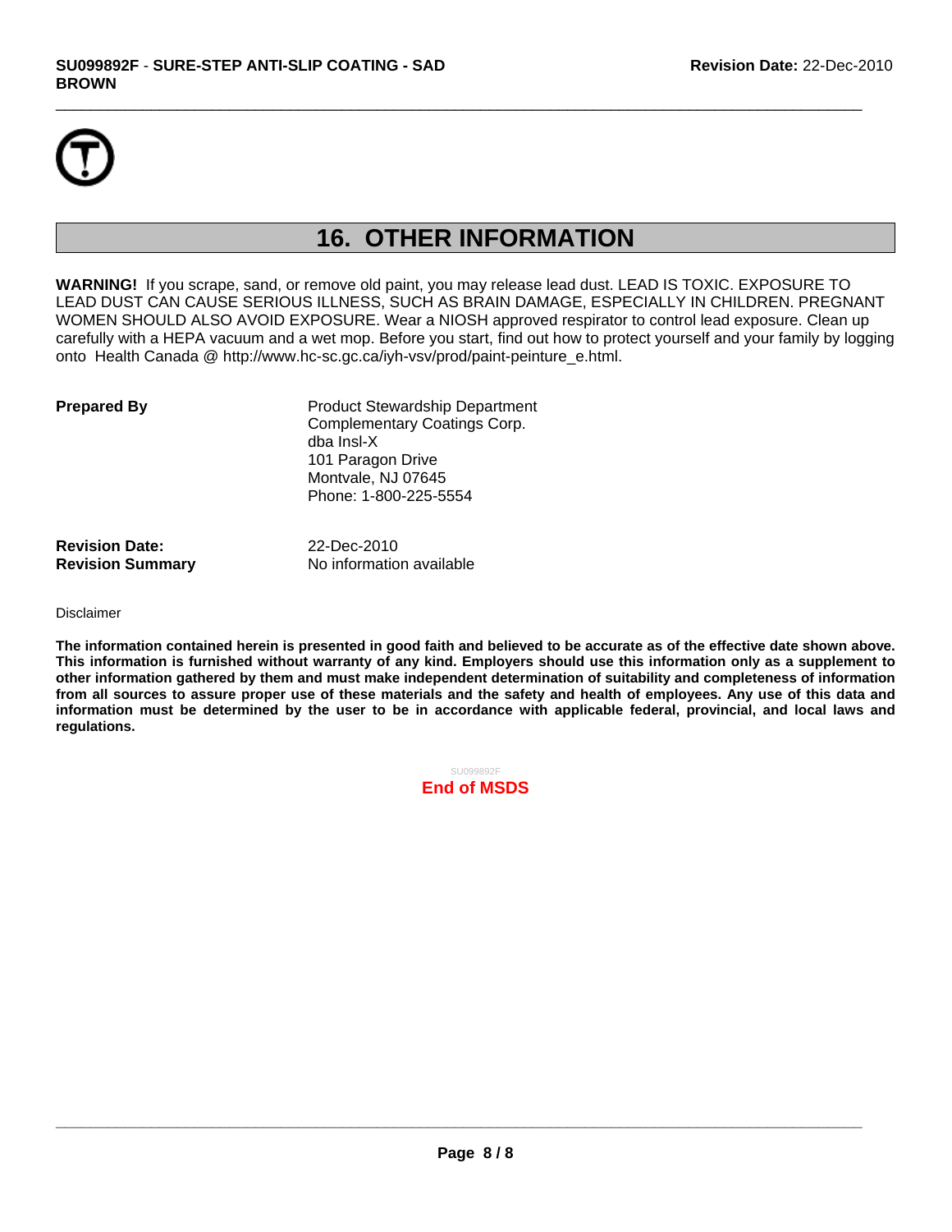## 16. OTHER INFORMATION

**WARNING!** If you scrape, sand, or remove old paint, you may release lead dust. LEAD IS TOXIC. EXPOSURE TO LEAD DUST CAN CAUSE SERIOUS ILLNESS, SUCH AS BRAIN DAMAGE, ESPECIALLY IN CHILDREN. PREGNANT WOMEN SHOULD ALSO AVOID EXPOSURE. Wear a NIOSH approved respirator to control lead exposure. Clean up carefully with a HEPA vacuum and a wet mop. Before you start, find out how to protect yourself and your family by logging onto Health Canada @ http://www.hc-sc.gc.ca/iyh-vsv/prod/paint-peinture_e.html.

| | |
|---|---|
| **Prepared By** | Product Stewardship Department<br>Complementary Coatings Corp.<br>dba Insl-X<br>101 Paragon Drive<br>Montvale, NJ 07645<br>Phone: 1-800-225-5554 |

| | |
|---|---|
| **Revision Date:** | 22-Dec-2010 |
| **Revision Summary** | No information available |

Disclaimer

**The information contained herein is presented in good faith and believed to be accurate as of the effective date shown above. This information is furnished without warranty of any kind. Employers should use this information only as a supplement to other information gathered by them and must make independent determination of suitability and completeness of information from all sources to assure proper use of these materials and the safety and health of employees. Any use of this data and information must be determined by the user to be in accordance with applicable federal, provincial, and local laws and regulations.**

SU099892F

**End of MSDS**